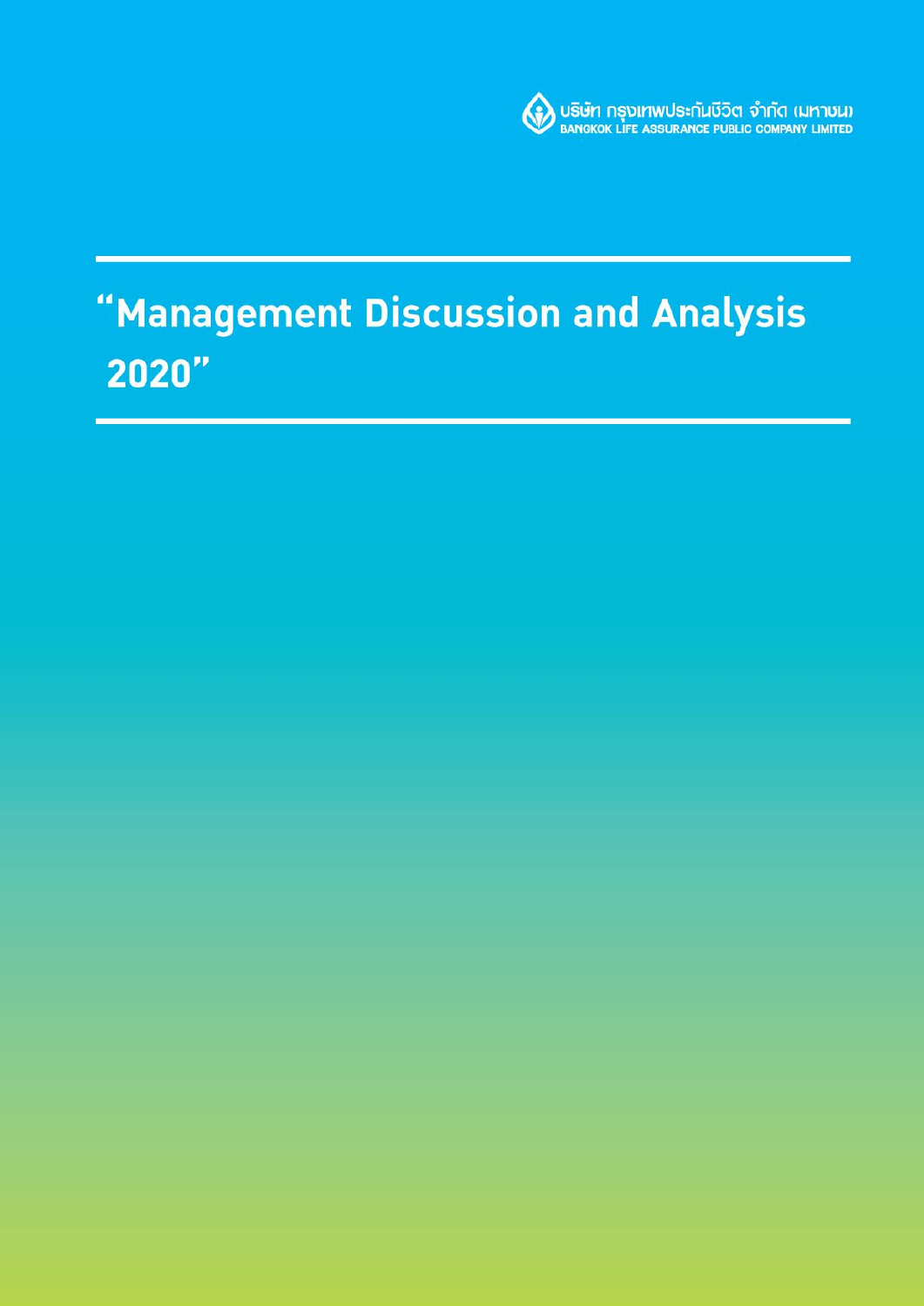บริษัท กรุงเทพประกันชีวิต จำกัด (มหาชน)
BANGKOK LIFE ASSURANCE PUBLIC COMPANY LIMITED

# "Management Discussion and Analysis 2020"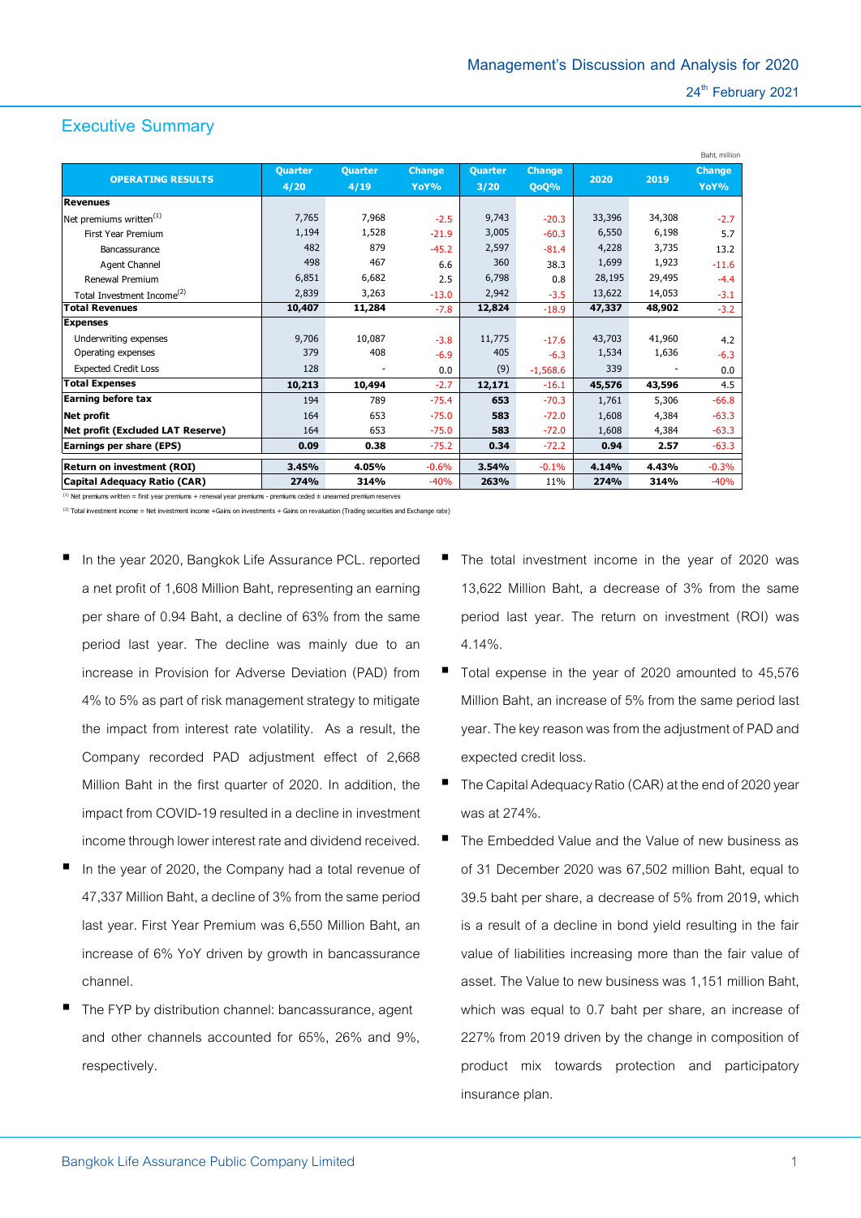Management's Discussion and Analysis for 2020

24th February 2021

## Executive Summary

Baht, million

| OPERATING RESULTS | Quarter 4/20 | Quarter 4/19 | Change YoY% | Quarter 3/20 | Change QoQ% | 2020 | 2019 | Change YoY% |
|---|---|---|---|---|---|---|---|---|
| **Revenues** | | | | | | | | |
| Net premiums written[1] | 7,765 | 7,968 | -2.5 | 9,743 | -20.3 | 33,396 | 34,308 | -2.7 |
| First Year Premium | 1,194 | 1,528 | -21.9 | 3,005 | -60.3 | 6,550 | 6,198 | 5.7 |
| Bancassurance | 482 | 879 | -45.2 | 2,597 | -81.4 | 4,228 | 3,735 | 13.2 |
| Agent Channel | 498 | 467 | 6.6 | 360 | 38.3 | 1,699 | 1,923 | -11.6 |
| Renewal Premium | 6,851 | 6,682 | 2.5 | 6,798 | 0.8 | 28,195 | 29,495 | -4.4 |
| Total Investment Income[2] | 2,839 | 3,263 | -13.0 | 2,942 | -3.5 | 13,622 | 14,053 | -3.1 |
| **Total Revenues** | **10,407** | **11,284** | -7.8 | **12,824** | -18.9 | **47,337** | **48,902** | -3.2 |
| **Expenses** | | | | | | | | |
| Underwriting expenses | 9,706 | 10,087 | -3.8 | 11,775 | -17.6 | 43,703 | 41,960 | 4.2 |
| Operating expenses | 379 | 408 | -6.9 | 405 | -6.3 | 1,534 | 1,636 | -6.3 |
| Expected Credit Loss | 128 | - | 0.0 | (9) | -1,568.6 | 339 | - | 0.0 |
| **Total Expenses** | **10,213** | **10,494** | -2.7 | **12,171** | -16.1 | **45,576** | **43,596** | 4.5 |
| **Earning before tax** | 194 | 789 | -75.4 | **653** | -70.3 | 1,761 | 5,306 | -66.8 |
| **Net profit** | 164 | 653 | -75.0 | **583** | -72.0 | 1,608 | 4,384 | -63.3 |
| **Net profit (Excluded LAT Reserve)** | 164 | 653 | -75.0 | **583** | -72.0 | 1,608 | 4,384 | -63.3 |
| **Earnings per share (EPS)** | **0.09** | **0.38** | -75.2 | **0.34** | -72.2 | **0.94** | **2.57** | -63.3 |
| **Return on investment (ROI)** | **3.45%** | **4.05%** | -0.6% | **3.54%** | -0.1% | **4.14%** | **4.43%** | -0.3% |
| **Capital Adequacy Ratio (CAR)** | **274%** | **314%** | -40% | **263%** | 11% | **274%** | **314%** | -40% |

(1) Net premiums written = first year premiums + renewal year premiums - premiums ceded ± unearned premium reserves

(2) Total investment income = Net investment income +Gains on investments + Gains on revaluation (Trading securities and Exchange rate)

- In the year 2020, Bangkok Life Assurance PCL. reported a net profit of 1,608 Million Baht, representing an earning per share of 0.94 Baht, a decline of 63% from the same period last year. The decline was mainly due to an increase in Provision for Adverse Deviation (PAD) from 4% to 5% as part of risk management strategy to mitigate the impact from interest rate volatility. As a result, the Company recorded PAD adjustment effect of 2,668 Million Baht in the first quarter of 2020. In addition, the impact from COVID-19 resulted in a decline in investment income through lower interest rate and dividend received.
- In the year of 2020, the Company had a total revenue of 47,337 Million Baht, a decline of 3% from the same period last year. First Year Premium was 6,550 Million Baht, an increase of 6% YoY driven by growth in bancassurance channel.
- The FYP by distribution channel: bancassurance, agent and other channels accounted for 65%, 26% and 9%, respectively.
- The total investment income in the year of 2020 was 13,622 Million Baht, a decrease of 3% from the same period last year. The return on investment (ROI) was 4.14%.
- Total expense in the year of 2020 amounted to 45,576 Million Baht, an increase of 5% from the same period last year. The key reason was from the adjustment of PAD and expected credit loss.
- The Capital Adequacy Ratio (CAR) at the end of 2020 year was at 274%.
- The Embedded Value and the Value of new business as of 31 December 2020 was 67,502 million Baht, equal to 39.5 baht per share, a decrease of 5% from 2019, which is a result of a decline in bond yield resulting in the fair value of liabilities increasing more than the fair value of asset. The Value to new business was 1,151 million Baht, which was equal to 0.7 baht per share, an increase of 227% from 2019 driven by the change in composition of product mix towards protection and participatory insurance plan.

Bangkok Life Assurance Public Company Limited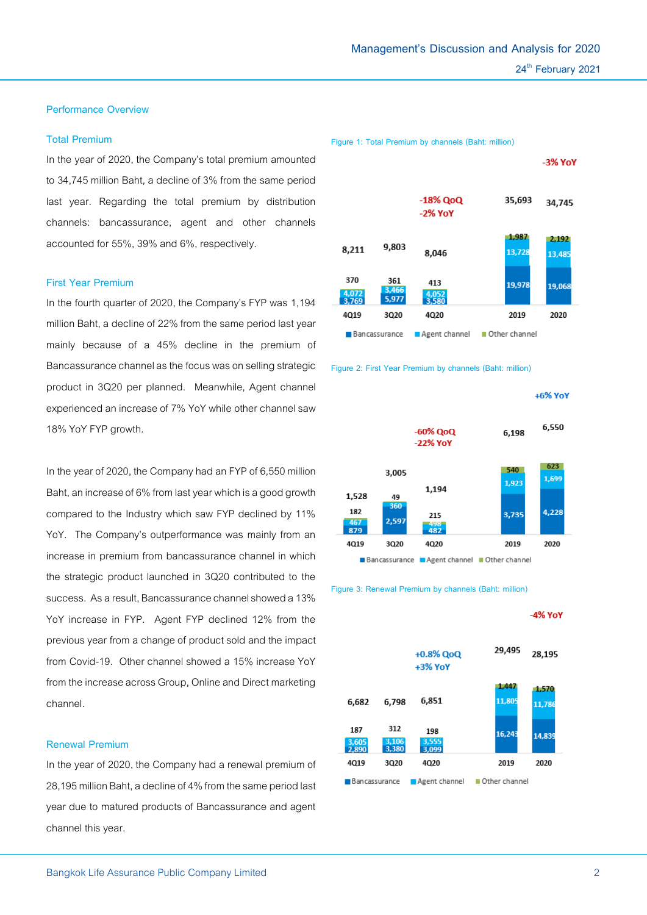## Performance Overview

### Total Premium

In the year of 2020, the Company's total premium amounted to 34,745 million Baht, a decline of 3% from the same period last year. Regarding the total premium by distribution channels: bancassurance, agent and other channels accounted for 55%, 39% and 6%, respectively.

Figure 1: Total Premium by channels (Baht: million)

| | 4Q19 | 3Q20 | 4Q20 | 2019 | 2020 |
|---|---|---|---|---|---|
| Bancassurance | 3,769 | 5,977 | 3,580 | 19,978 | 19,068 |
| Agent channel | 4,072 | 3,466 | 4,052 | 13,728 | 13,485 |
| Other channel | 370 | 361 | 413 | 1,987 | 2,192 |
| Total | 8,211 | 9,803 | 8,046 | 35,693 | 34,745 |

4Q20: -18% QoQ, -2% YoY; 2020: -3% YoY

### First Year Premium

In the fourth quarter of 2020, the Company's FYP was 1,194 million Baht, a decline of 22% from the same period last year mainly because of a 45% decline in the premium of Bancassurance channel as the focus was on selling strategic product in 3Q20 per planned. Meanwhile, Agent channel experienced an increase of 7% YoY while other channel saw 18% YoY FYP growth.

In the year of 2020, the Company had an FYP of 6,550 million Baht, an increase of 6% from last year which is a good growth compared to the Industry which saw FYP declined by 11% YoY. The Company's outperformance was mainly from an increase in premium from bancassurance channel in which the strategic product launched in 3Q20 contributed to the success. As a result, Bancassurance channel showed a 13% YoY increase in FYP. Agent FYP declined 12% from the previous year from a change of product sold and the impact from Covid-19. Other channel showed a 15% increase YoY from the increase across Group, Online and Direct marketing channel.

Figure 2: First Year Premium by channels (Baht: million)

| | 4Q19 | 3Q20 | 4Q20 | 2019 | 2020 |
|---|---|---|---|---|---|
| Bancassurance | 879 | 2,597 | 482 | 3,735 | 4,228 |
| Agent channel | 467 | 360 | 498 | 1,923 | 1,699 |
| Other channel | 182 | 49 | 215 | 540 | 623 |
| Total | 1,528 | 3,005 | 1,194 | 6,198 | 6,550 |

4Q20: -60% QoQ, -22% YoY; 2020: +6% YoY

### Renewal Premium

In the year of 2020, the Company had a renewal premium of 28,195 million Baht, a decline of 4% from the same period last year due to matured products of Bancassurance and agent channel this year.

Figure 3: Renewal Premium by channels (Baht: million)

| | 4Q19 | 3Q20 | 4Q20 | 2019 | 2020 |
|---|---|---|---|---|---|
| Bancassurance | 2,890 | 3,380 | 3,099 | 16,243 | 14,839 |
| Agent channel | 3,605 | 3,106 | 3,555 | 11,805 | 11,786 |
| Other channel | 187 | 312 | 198 | 1,447 | 1,570 |
| Total | 6,682 | 6,798 | 6,851 | 29,495 | 28,195 |

4Q20: +0.8% QoQ, +3% YoY; 2020: -4% YoY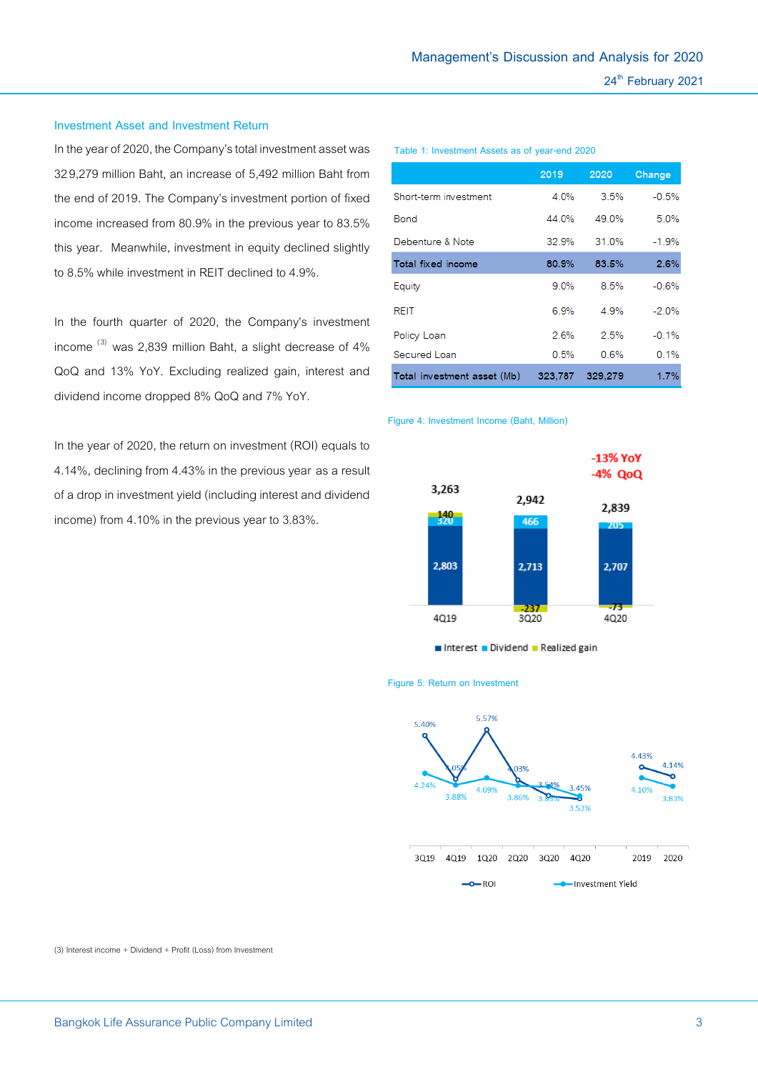## Investment Asset and Investment Return

In the year of 2020, the Company's total investment asset was 329,279 million Baht, an increase of 5,492 million Baht from the end of 2019. The Company's investment portion of fixed income increased from 80.9% in the previous year to 83.5% this year. Meanwhile, investment in equity declined slightly to 8.5% while investment in REIT declined to 4.9%.

In the fourth quarter of 2020, the Company's investment income [3] was 2,839 million Baht, a slight decrease of 4% QoQ and 13% YoY. Excluding realized gain, interest and dividend income dropped 8% QoQ and 7% YoY.

In the year of 2020, the return on investment (ROI) equals to 4.14%, declining from 4.43% in the previous year as a result of a drop in investment yield (including interest and dividend income) from 4.10% in the previous year to 3.83%.

Table 1: Investment Assets as of year-end 2020

| | 2019 | 2020 | Change |
|---|---|---|---|
| Short-term investment | 4.0% | 3.5% | -0.5% |
| Bond | 44.0% | 49.0% | 5.0% |
| Debenture & Note | 32.9% | 31.0% | -1.9% |
| **Total fixed income** | **80.9%** | **83.5%** | **2.6%** |
| Equity | 9.0% | 8.5% | -0.6% |
| REIT | 6.9% | 4.9% | -2.0% |
| Policy Loan | 2.6% | 2.5% | -0.1% |
| Secured Loan | 0.5% | 0.6% | 0.1% |
| **Total investment asset (Mb)** | **323,787** | **329,279** | **1.7%** |

Figure 4: Investment Income (Baht, Million)

| | 4Q19 | 3Q20 | 4Q20 |
|---|---|---|---|
| Interest | 2,803 | 2,713 | 2,707 |
| Dividend | 320 | 466 | 205 |
| Realized gain | 140 | -237 | -73 |
| Total | 3,263 | 2,942 | 2,839 |

-13% YoY
-4% QoQ

Figure 5: Return on Investment

| | 3Q19 | 4Q19 | 1Q20 | 2Q20 | 3Q20 | 4Q20 | 2019 | 2020 |
|---|---|---|---|---|---|---|---|---|
| ROI | 5.40% | 4.05% | 5.57% | 4.03% | 3.83% | 3.53% | 4.43% | 4.14% |
| Investment Yield | 4.24% | 3.88% | 4.09% | 3.86% | 3.54% | 3.45% | 4.10% | 3.83% |

(3) Interest income + Dividend + Profit (Loss) from Investment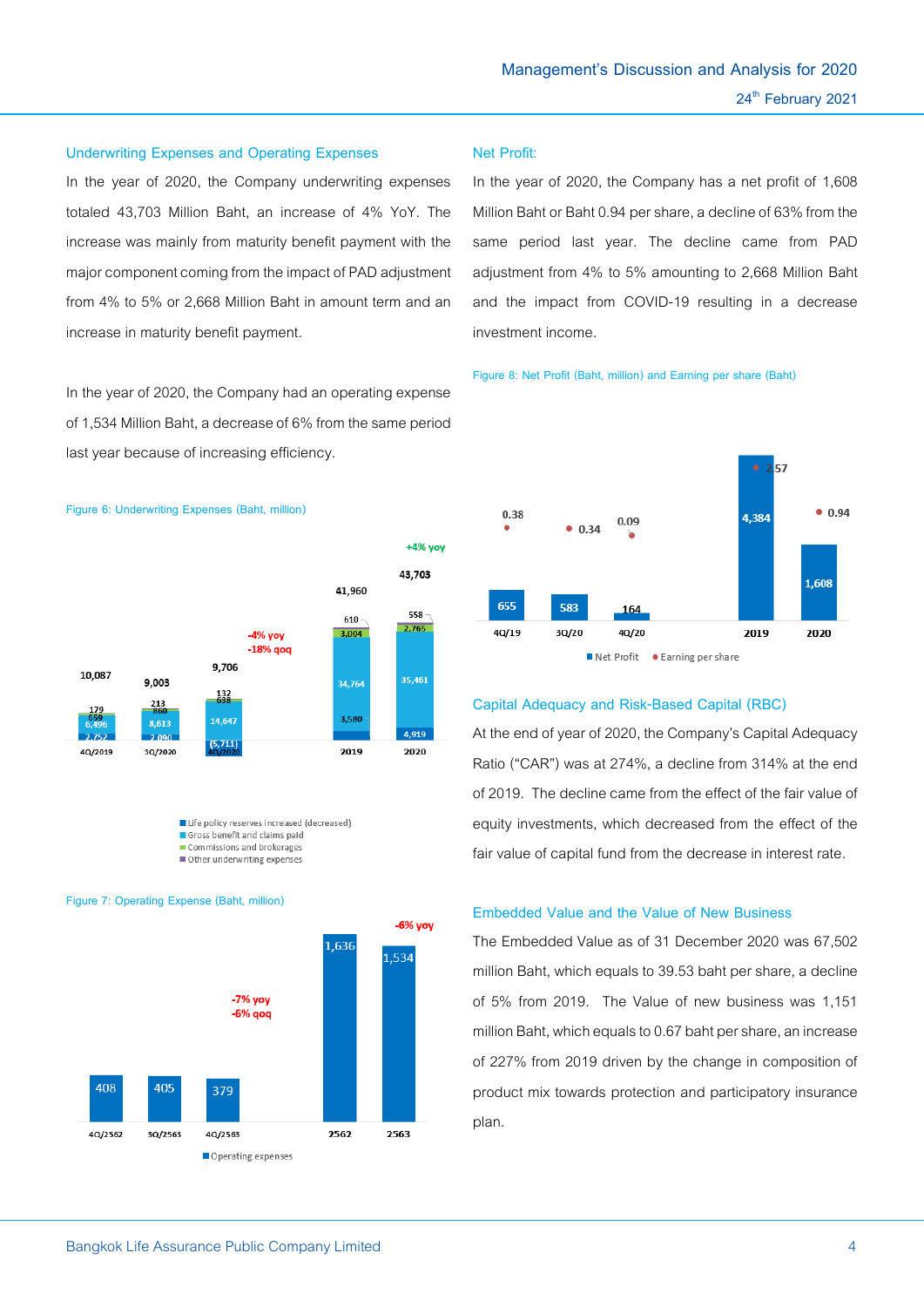### Underwriting Expenses and Operating Expenses

In the year of 2020, the Company underwriting expenses totaled 43,703 Million Baht, an increase of 4% YoY. The increase was mainly from maturity benefit payment with the major component coming from the impact of PAD adjustment from 4% to 5% or 2,668 Million Baht in amount term and an increase in maturity benefit payment.

In the year of 2020, the Company had an operating expense of 1,534 Million Baht, a decrease of 6% from the same period last year because of increasing efficiency.

Figure 6: Underwriting Expenses (Baht, million)

| | 4Q/2019 | 3Q/2020 | 4Q/2020 | 2019 | 2020 |
|---|---|---|---|---|---|
| Life policy reserves increased (decreased) | 2,752 | 2,090 | (5,711) | 3,580 | 4,919 |
| Gross benefit and claims paid | 6,496 | 8,613 | 14,647 | 34,764 | 35,461 |
| Commissions and brokerages | 659 | 860 | 638 | 3,004 | 2,765 |
| Other underwriting expenses | 179 | 213 | 132 | 610 | 558 |
| Total | 10,087 | 9,003 | 9,706 | 41,960 | 43,703 |

4Q/2020: -4% yoy, -18% qoq; 2020: +4% yoy

Figure 7: Operating Expense (Baht, million)

| | 4Q/2562 | 3Q/2563 | 4Q/2563 | 2562 | 2563 |
|---|---|---|---|---|---|
| Operating expenses | 408 | 405 | 379 | 1,636 | 1,534 |

4Q/2563: -7% yoy, -6% qoq; 2563: -6% yoy

### Net Profit:

In the year of 2020, the Company has a net profit of 1,608 Million Baht or Baht 0.94 per share, a decline of 63% from the same period last year. The decline came from PAD adjustment from 4% to 5% amounting to 2,668 Million Baht and the impact from COVID-19 resulting in a decrease investment income.

Figure 8: Net Profit (Baht, million) and Earning per share (Baht)

| | 4Q/19 | 3Q/20 | 4Q/20 | 2019 | 2020 |
|---|---|---|---|---|---|
| Net Profit | 655 | 583 | 164 | 4,384 | 1,608 |
| Earning per share | 0.38 | 0.34 | 0.09 | 2.57 | 0.94 |

### Capital Adequacy and Risk-Based Capital (RBC)

At the end of year of 2020, the Company's Capital Adequacy Ratio ("CAR") was at 274%, a decline from 314% at the end of 2019. The decline came from the effect of the fair value of equity investments, which decreased from the effect of the fair value of capital fund from the decrease in interest rate.

### Embedded Value and the Value of New Business

The Embedded Value as of 31 December 2020 was 67,502 million Baht, which equals to 39.53 baht per share, a decline of 5% from 2019. The Value of new business was 1,151 million Baht, which equals to 0.67 baht per share, an increase of 227% from 2019 driven by the change in composition of product mix towards protection and participatory insurance plan.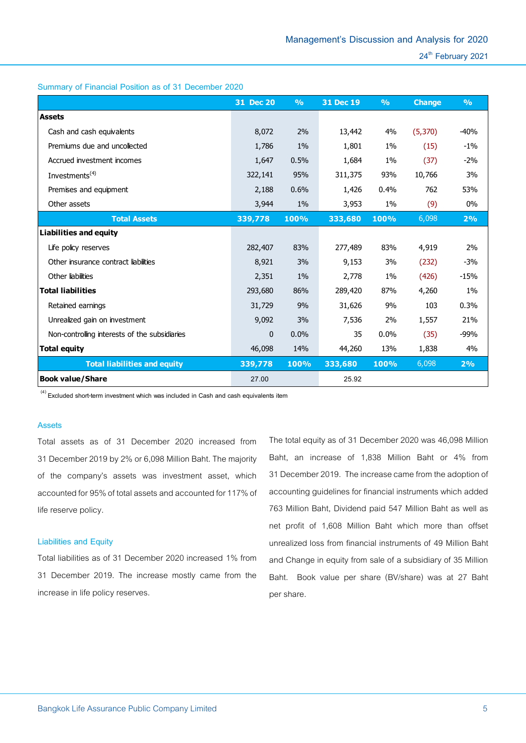## Summary of Financial Position as of 31 December 2020

| | 31 Dec 20 | % | 31 Dec 19 | % | Change | % |
|---|---|---|---|---|---|---|
| **Assets** | | | | | | |
| Cash and cash equivalents | 8,072 | 2% | 13,442 | 4% | (5,370) | -40% |
| Premiums due and uncollected | 1,786 | 1% | 1,801 | 1% | (15) | -1% |
| Accrued investment incomes | 1,647 | 0.5% | 1,684 | 1% | (37) | -2% |
| Investments[4] | 322,141 | 95% | 311,375 | 93% | 10,766 | 3% |
| Premises and equipment | 2,188 | 0.6% | 1,426 | 0.4% | 762 | 53% |
| Other assets | 3,944 | 1% | 3,953 | 1% | (9) | 0% |
| **Total Assets** | **339,778** | **100%** | **333,680** | **100%** | 6,098 | **2%** |
| **Liabilities and equity** | | | | | | |
| Life policy reserves | 282,407 | 83% | 277,489 | 83% | 4,919 | 2% |
| Other insurance contract liabilities | 8,921 | 3% | 9,153 | 3% | (232) | -3% |
| Other liabilities | 2,351 | 1% | 2,778 | 1% | (426) | -15% |
| **Total liabilities** | 293,680 | 86% | 289,420 | 87% | 4,260 | 1% |
| Retained earnings | 31,729 | 9% | 31,626 | 9% | 103 | 0.3% |
| Unrealized gain on investment | 9,092 | 3% | 7,536 | 2% | 1,557 | 21% |
| Non-controlling interests of the subsidiaries | 0 | 0.0% | 35 | 0.0% | (35) | -99% |
| **Total equity** | 46,098 | 14% | 44,260 | 13% | 1,838 | 4% |
| **Total liabilities and equity** | **339,778** | **100%** | **333,680** | **100%** | 6,098 | **2%** |
| **Book value/Share** | 27.00 | | 25.92 | | | |

[4] Excluded short-term investment which was included in Cash and cash equivalents item

### Assets

Total assets as of 31 December 2020 increased from 31 December 2019 by 2% or 6,098 Million Baht. The majority of the company's assets was investment asset, which accounted for 95% of total assets and accounted for 117% of life reserve policy.

### Liabilities and Equity

Total liabilities as of 31 December 2020 increased 1% from 31 December 2019. The increase mostly came from the increase in life policy reserves.

The total equity as of 31 December 2020 was 46,098 Million Baht, an increase of 1,838 Million Baht or 4% from 31 December 2019. The increase came from the adoption of accounting guidelines for financial instruments which added 763 Million Baht, Dividend paid 547 Million Baht as well as net profit of 1,608 Million Baht which more than offset unrealized loss from financial instruments of 49 Million Baht and Change in equity from sale of a subsidiary of 35 Million Baht. Book value per share (BV/share) was at 27 Baht per share.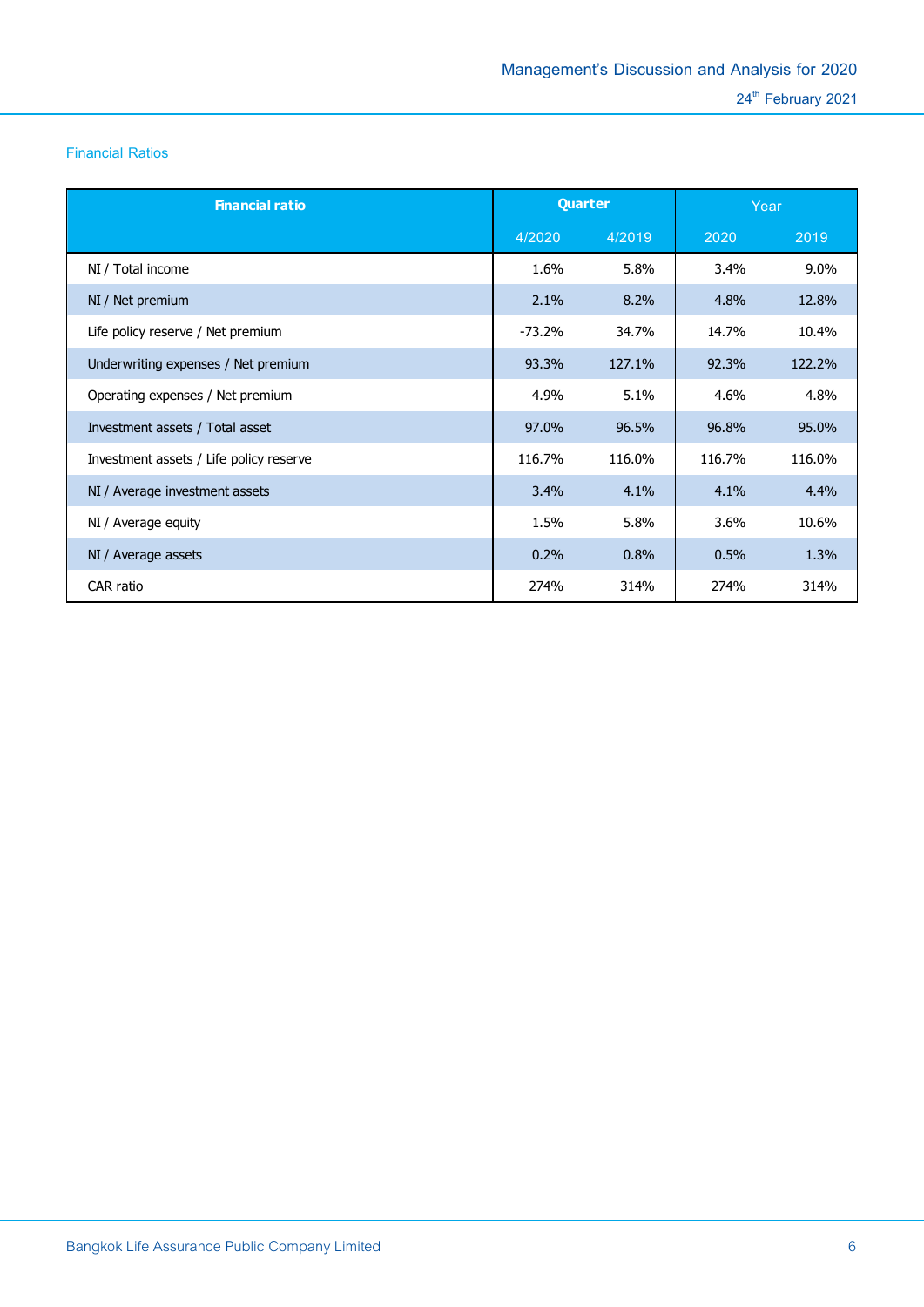## Financial Ratios

| Financial ratio | Quarter | | Year | |
|---|---|---|---|---|
| | 4/2020 | 4/2019 | 2020 | 2019 |
| NI / Total income | 1.6% | 5.8% | 3.4% | 9.0% |
| NI / Net premium | 2.1% | 8.2% | 4.8% | 12.8% |
| Life policy reserve / Net premium | -73.2% | 34.7% | 14.7% | 10.4% |
| Underwriting expenses / Net premium | 93.3% | 127.1% | 92.3% | 122.2% |
| Operating expenses / Net premium | 4.9% | 5.1% | 4.6% | 4.8% |
| Investment assets / Total asset | 97.0% | 96.5% | 96.8% | 95.0% |
| Investment assets / Life policy reserve | 116.7% | 116.0% | 116.7% | 116.0% |
| NI / Average investment assets | 3.4% | 4.1% | 4.1% | 4.4% |
| NI / Average equity | 1.5% | 5.8% | 3.6% | 10.6% |
| NI / Average assets | 0.2% | 0.8% | 0.5% | 1.3% |
| CAR ratio | 274% | 314% | 274% | 314% |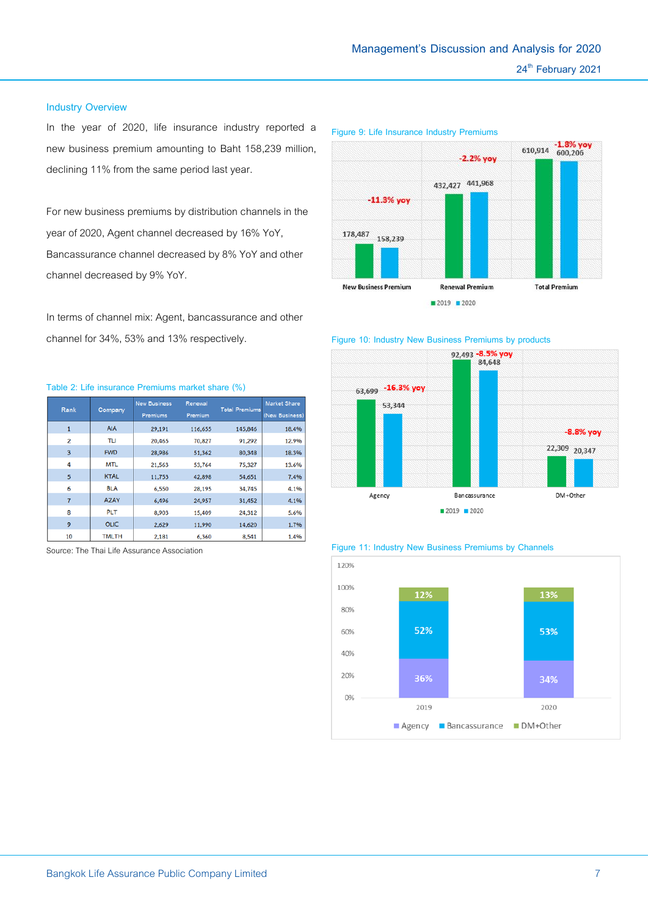## Industry Overview

In the year of 2020, life insurance industry reported a new business premium amounting to Baht 158,239 million, declining 11% from the same period last year.

For new business premiums by distribution channels in the year of 2020, Agent channel decreased by 16% YoY, Bancassurance channel decreased by 8% YoY and other channel decreased by 9% YoY.

In terms of channel mix: Agent, bancassurance and other channel for 34%, 53% and 13% respectively.

Table 2: Life insurance Premiums market share (%)

| Rank | Company | New Business Premiums | Renewal Premium | Total Premiums | Market Share (New Business) |
|---|---|---|---|---|---|
| 1 | AIA | 29,191 | 116,655 | 145,846 | 18.4% |
| 2 | TLI | 20,465 | 70,827 | 91,292 | 12.9% |
| 3 | FWD | 28,986 | 51,362 | 80,348 | 18.3% |
| 4 | MTL | 21,563 | 53,764 | 75,327 | 13.6% |
| 5 | KTAL | 11,753 | 42,898 | 54,651 | 7.4% |
| 6 | BLA | 6,550 | 28,195 | 34,745 | 4.1% |
| 7 | AZAY | 6,496 | 24,957 | 31,452 | 4.1% |
| 8 | PLT | 8,903 | 15,409 | 24,312 | 5.6% |
| 9 | OLIC | 2,629 | 11,990 | 14,620 | 1.7% |
| 10 | TMLTH | 2,181 | 6,360 | 8,541 | 1.4% |

Source: The Thai Life Assurance Association

Figure 9: Life Insurance Industry Premiums

New Business Premium: 178,487; 158,239; -11.3% yoy
Renewal Premium: 432,427; 441,968; -2.2% yoy
Total Premium: 610,914; 600,206; -1.8% yoy
2019 2020

Figure 10: Industry New Business Premiums by products

Agency: 63,699; 53,344; -16.3% yoy
Bancassurance: 92,493; 84,648; -8.5% yoy
DM+Other: 22,309; 20,347; -8.8% yoy
2019 2020

Figure 11: Industry New Business Premiums by Channels

2019: Agency 36%, Bancassurance 52%, DM+Other 12%
2020: Agency 34%, Bancassurance 53%, DM+Other 13%